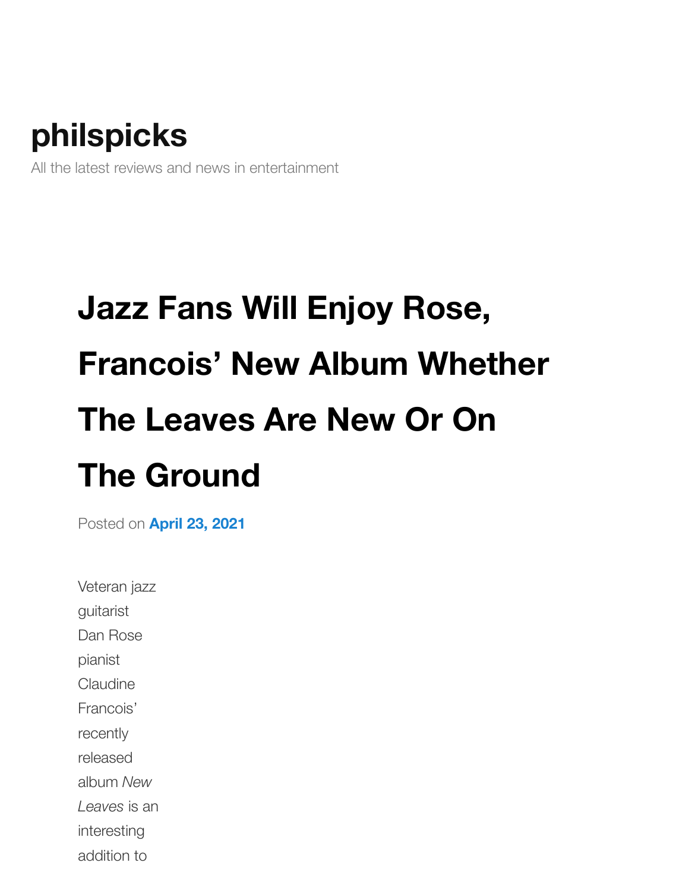# philspicks

All the latest reviews and news in entertainment

## Jazz Fans Will Enjoy Rose, Francois' New Album Whether The Leaves Are New Or On The Ground

Posted on **April 23, 2021**

Veteran jazz guitarist Dan Rose pianist Claudine Francois' recently released album *New Leaves* is an interesting addition to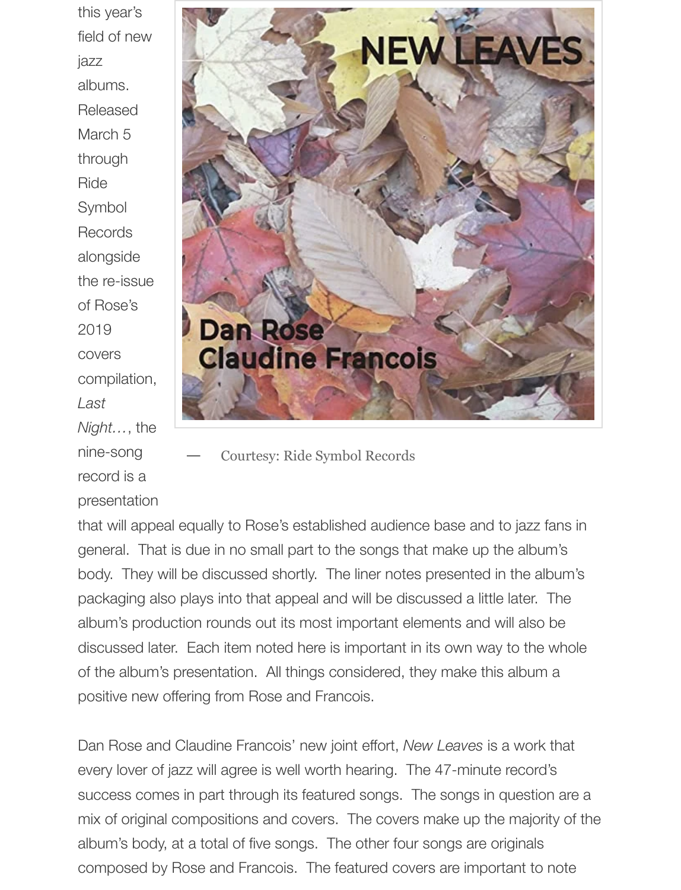this year's field of new jazz albums. Released March 5 through Ride Symbol Records alongside the re-issue of Rose's 2019 covers compilation, *Last Night…*, the nine-song record is a presentation that will appeal equally to Rose's established audience base and to jazz fans in general. That is due in no small part to the songs that make up the album's body. They will be discussed shortly. The liner notes presented in the album's packaging also plays into that appeal and will be discussed a little later. The album's production rounds out its most important elements and will also be discussed later. Each item noted here is important in its own way to the whole of the album's presentation. All things considered, they make this album a positive new offering from Rose and Francois.

— Courtesy: Ride Symbol Records

Dan Rose and Claudine Francois' new joint effort, *New Leaves* is a work that every lover of jazz will agree is well worth hearing. The 47-minute record's success comes in part through its featured songs. The songs in question are a mix of original compositions and covers. The covers make up the majority of the album's body, at a total of five songs. The other four songs are originals composed by Rose and Francois. The featured covers are important to note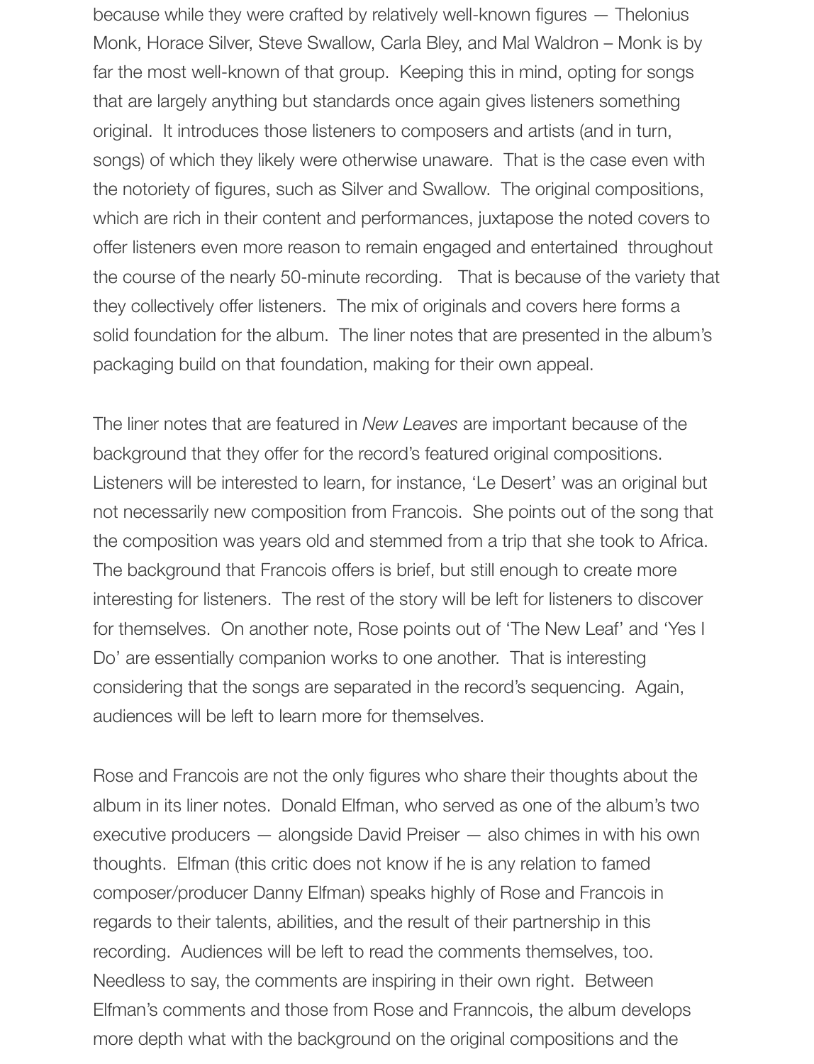because while they were crafted by relatively well-known figures — Thelonius Monk, Horace Silver, Steve Swallow, Carla Bley, and Mal Waldron – Monk is by far the most well-known of that group. Keeping this in mind, opting for songs that are largely anything but standards once again gives listeners something original. It introduces those listeners to composers and artists (and in turn, songs) of which they likely were otherwise unaware. That is the case even with the notoriety of figures, such as Silver and Swallow. The original compositions, which are rich in their content and performances, juxtapose the noted covers to offer listeners even more reason to remain engaged and entertained throughout the course of the nearly 50-minute recording. That is because of the variety that they collectively offer listeners. The mix of originals and covers here forms a solid foundation for the album. The liner notes that are presented in the album's packaging build on that foundation, making for their own appeal.

The liner notes that are featured in *New Leaves* are important because of the background that they offer for the record's featured original compositions. Listeners will be interested to learn, for instance, 'Le Desert' was an original but not necessarily new composition from Francois. She points out of the song that the composition was years old and stemmed from a trip that she took to Africa. The background that Francois offers is brief, but still enough to create more interesting for listeners. The rest of the story will be left for listeners to discover for themselves. On another note, Rose points out of 'The New Leaf' and 'Yes I Do' are essentially companion works to one another. That is interesting considering that the songs are separated in the record's sequencing. Again, audiences will be left to learn more for themselves.

Rose and Francois are not the only figures who share their thoughts about the album in its liner notes. Donald Elfman, who served as one of the album's two executive producers — alongside David Preiser — also chimes in with his own thoughts. Elfman (this critic does not know if he is any relation to famed composer/producer Danny Elfman) speaks highly of Rose and Francois in regards to their talents, abilities, and the result of their partnership in this recording. Audiences will be left to read the comments themselves, too. Needless to say, the comments are inspiring in their own right. Between Elfman's comments and those from Rose and Franncois, the album develops more depth what with the background on the original compositions and the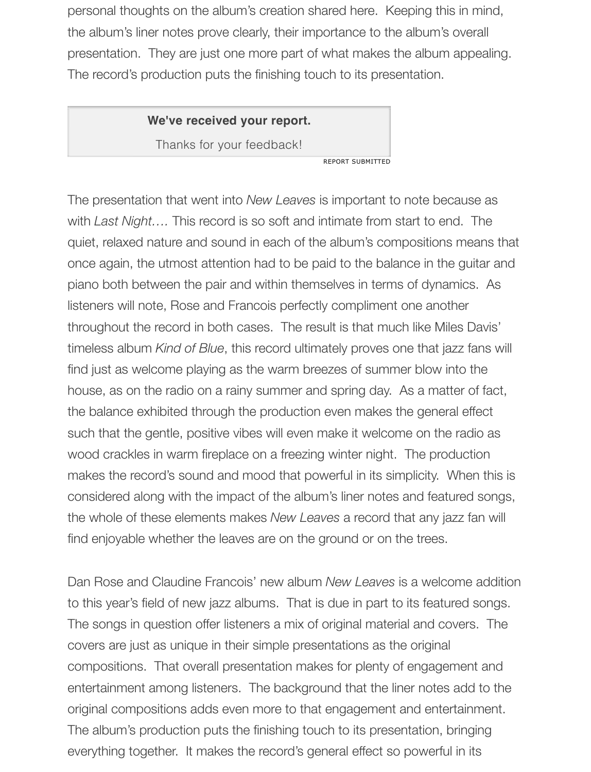personal thoughts on the album's creation shared here. Keeping this in mind, the album's liner notes prove clearly, their importance to the album's overall presentation. They are just one more part of what makes the album appealing. The record's production puts the finishing touch to its presentation.

The presentation that went into *New Leaves* is important to note because as with *Last Night….* This record is so soft and intimate from start to end. The quiet, relaxed nature and sound in each of the album's compositions means that once again, the utmost attention had to be paid to the balance in the guitar and piano both between the pair and within themselves in terms of dynamics. As listeners will note, Rose and Francois perfectly compliment one another throughout the record in both cases. The result is that much like Miles Davis' timeless album *Kind of Blue*, this record ultimately proves one that jazz fans will find just as welcome playing as the warm breezes of summer blow into the house, as on the radio on a rainy summer and spring day. As a matter of fact, the balance exhibited through the production even makes the general effect such that the gentle, positive vibes will even make it welcome on the radio as wood crackles in warm fireplace on a freezing winter night. The production makes the record's sound and mood that powerful in its simplicity. When this is considered along with the impact of the album's liner notes and featured songs, the whole of these elements makes *New Leaves* a record that any jazz fan will find enjoyable whether the leaves are on the ground or on the trees.

Dan Rose and Claudine Francois' new album *New Leaves* is a welcome addition to this year's field of new jazz albums. That is due in part to its featured songs. The songs in question offer listeners a mix of original material and covers. The covers are just as unique in their simple presentations as the original compositions. That overall presentation makes for plenty of engagement and entertainment among listeners. The background that the liner notes add to the original compositions adds even more to that engagement and entertainment. The album's production puts the finishing touch to its presentation, bringing everything together. It makes the record's general effect so powerful in its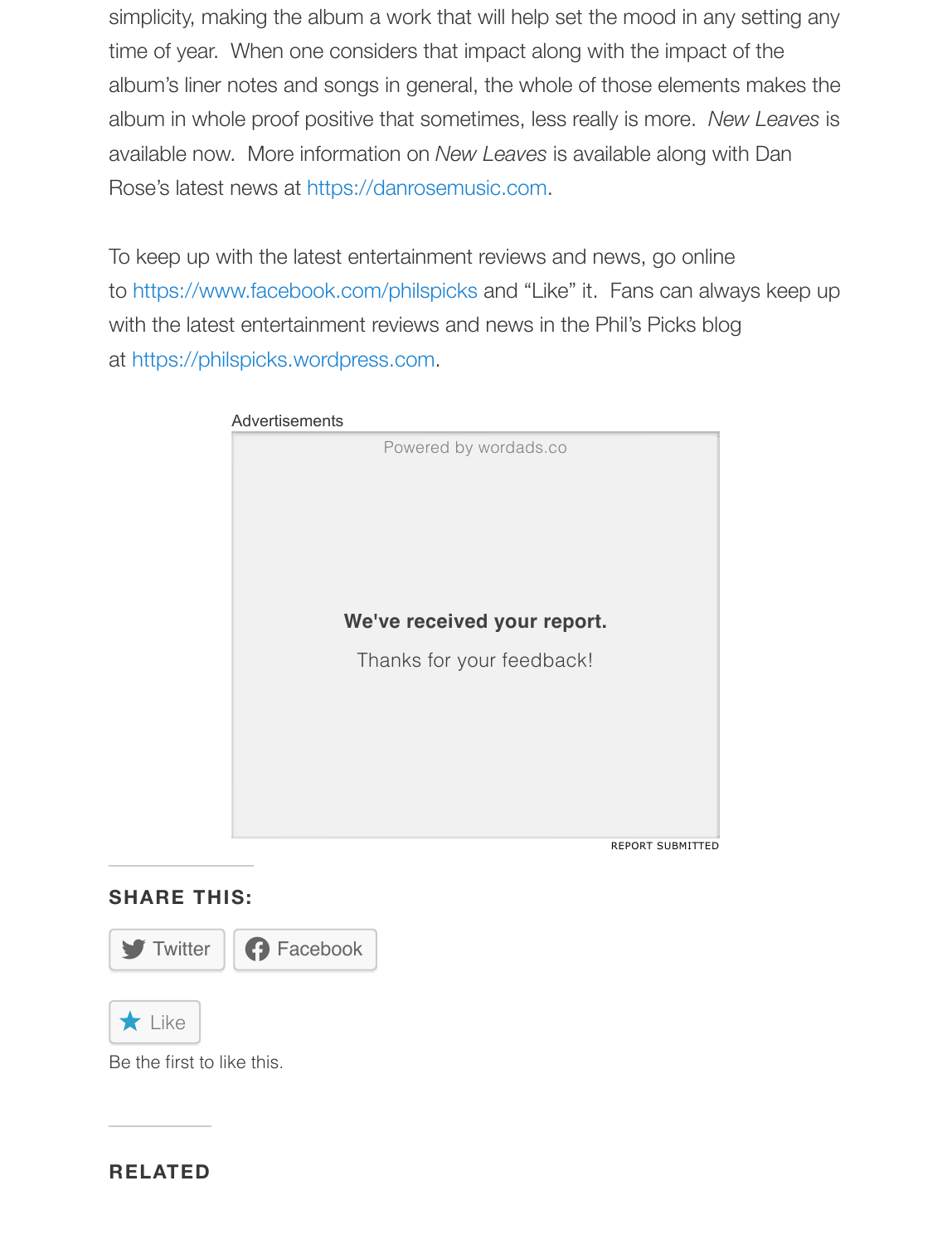simplicity, making the album a work that will help set the mood in any setting any time of year. When one considers that impact along with the impact of the album's liner notes and songs in general, the whole of those elements makes the album in whole proof positive that sometimes, less really is more. *New Leaves* is available now. More information on *New Leaves* is available along with Dan Rose's latest news at https://danrosemusic.com.

To keep up with the latest entertainment reviews and news, go online to https://www.facebook.com/philspicks and "Like" it. Fans can always keep up with the latest entertainment reviews and news in the Phil's Picks blog at https://philspicks.wordpress.com.

## SHARE THIS:

Twitter Facebook

Like

Be the first to like this.

## RELATED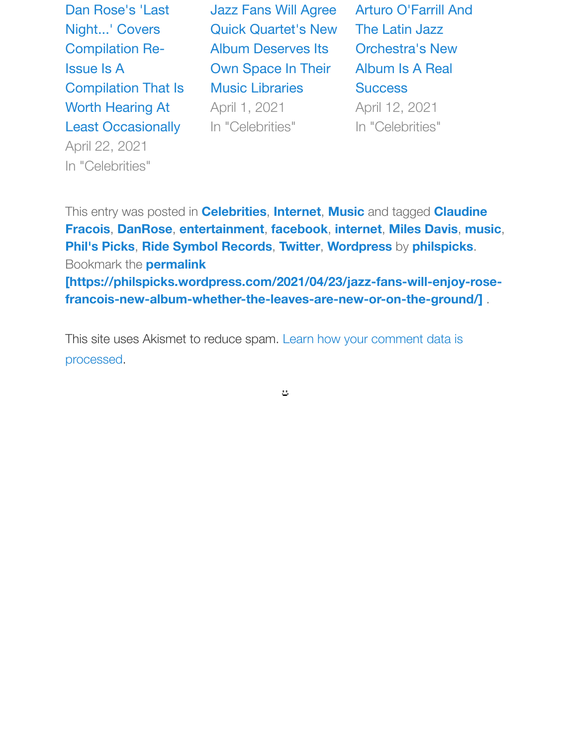Dan Rose's 'Last Night...' Covers Compilation Re-Issue Is A Compilation That Is Worth Hearing At Least Occasionally
April 22, 2021
In "Celebrities"

Jazz Fans Will Agree Quick Quartet's New Album Deserves Its Own Space In Their Music Libraries
April 1, 2021
In "Celebrities"

Arturo O'Farrill And The Latin Jazz Orchestra's New Album Is A Real Success
April 12, 2021
In "Celebrities"

This entry was posted in **Celebrities**, **Internet**, **Music** and tagged **Claudine Fracois**, **DanRose**, **entertainment**, **facebook**, **internet**, **Miles Davis**, **music**, **Phil's Picks**, **Ride Symbol Records**, **Twitter**, **Wordpress** by **philspicks**. Bookmark the **permalink [https://philspicks.wordpress.com/2021/04/23/jazz-fans-will-enjoy-rose-francois-new-album-whether-the-leaves-are-new-or-on-the-ground/]** .

This site uses Akismet to reduce spam. Learn how your comment data is processed.